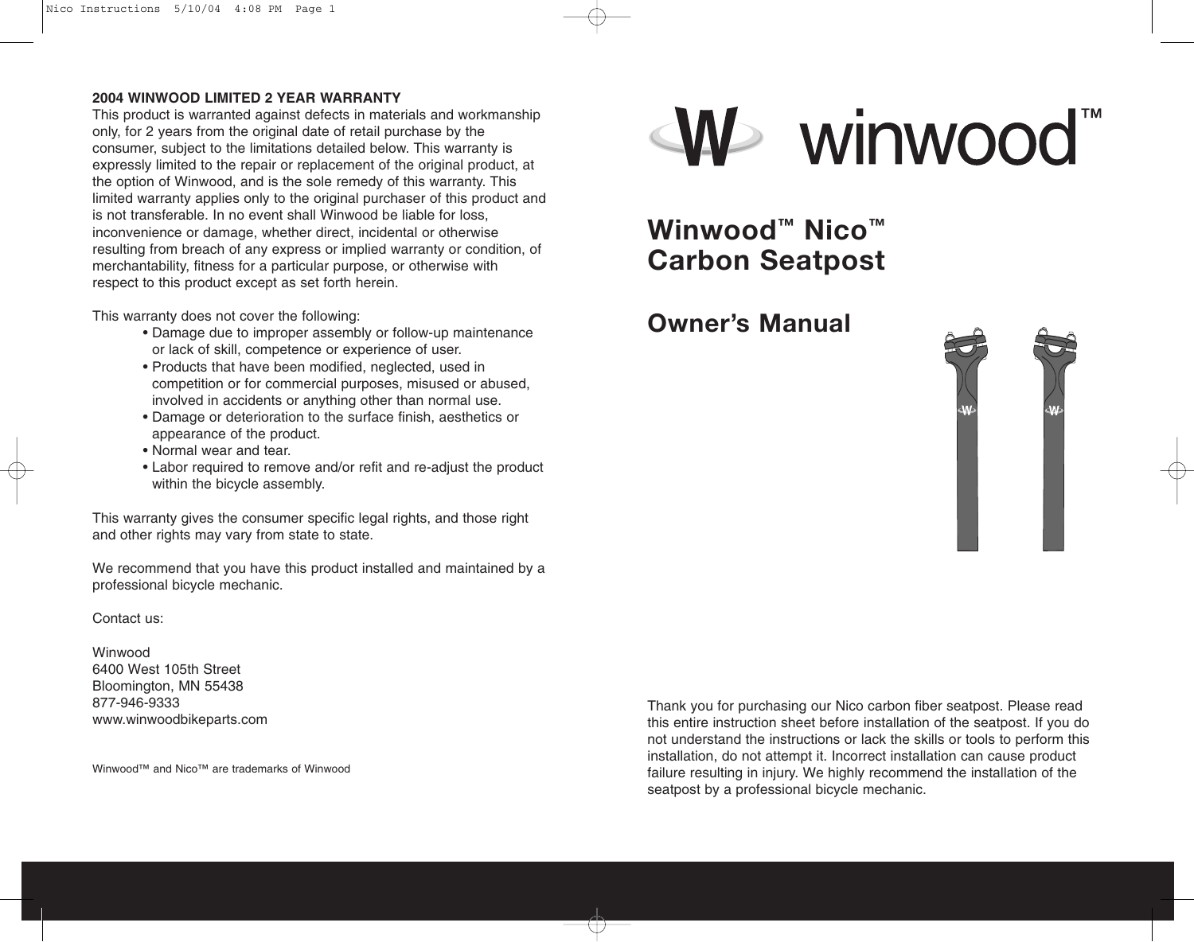## 2004 WINWOOD LIMITED 2 YEAR WARRANTY

This product is warranted against defects in materials and workmanship only, for 2 years from the original date of retail purchase by the consumer, subject to the limitations detailed below. This warranty is expressly limited to the repair or replacement of the original product, at the option of Winwood, and is the sole remedy of this warranty. This limited warranty applies only to the original purchaser of this product and is not transferable. In no event shall Winwood be liable for loss, inconvenience or damage, whether direct, incidental or otherwise resulting from breach of any express or implied warranty or condition, of merchantability, fitness for a particular purpose, or otherwise with respect to this product except as set forth herein.

This warranty does not cover the following:

- Damage due to improper assembly or follow-up maintenance or lack of skill, competence or experience of user.
- Products that have been modified, neglected, used in competition or for commercial purposes, misused or abused, involved in accidents or anything other than normal use.
- Damage or deterioration to the surface finish, aesthetics or appearance of the product.
- Normal wear and tear.
- Labor required to remove and/or refit and re-adjust the product within the bicycle assembly.

This warranty gives the consumer specific legal rights, and those right and other rights may vary from state to state.

We recommend that you have this product installed and maintained by a professional bicycle mechanic.

Contact us:

Winwood
6400 West 105th Street
Bloomington, MN 55438
877-946-9333
www.winwoodbikeparts.com

Winwood™ and Nico™ are trademarks of Winwood

W winwood™

# Winwood™ Nico™ Carbon Seatpost

## Owner's Manual

Thank you for purchasing our Nico carbon fiber seatpost. Please read this entire instruction sheet before installation of the seatpost. If you do not understand the instructions or lack the skills or tools to perform this installation, do not attempt it. Incorrect installation can cause product failure resulting in injury. We highly recommend the installation of the seatpost by a professional bicycle mechanic.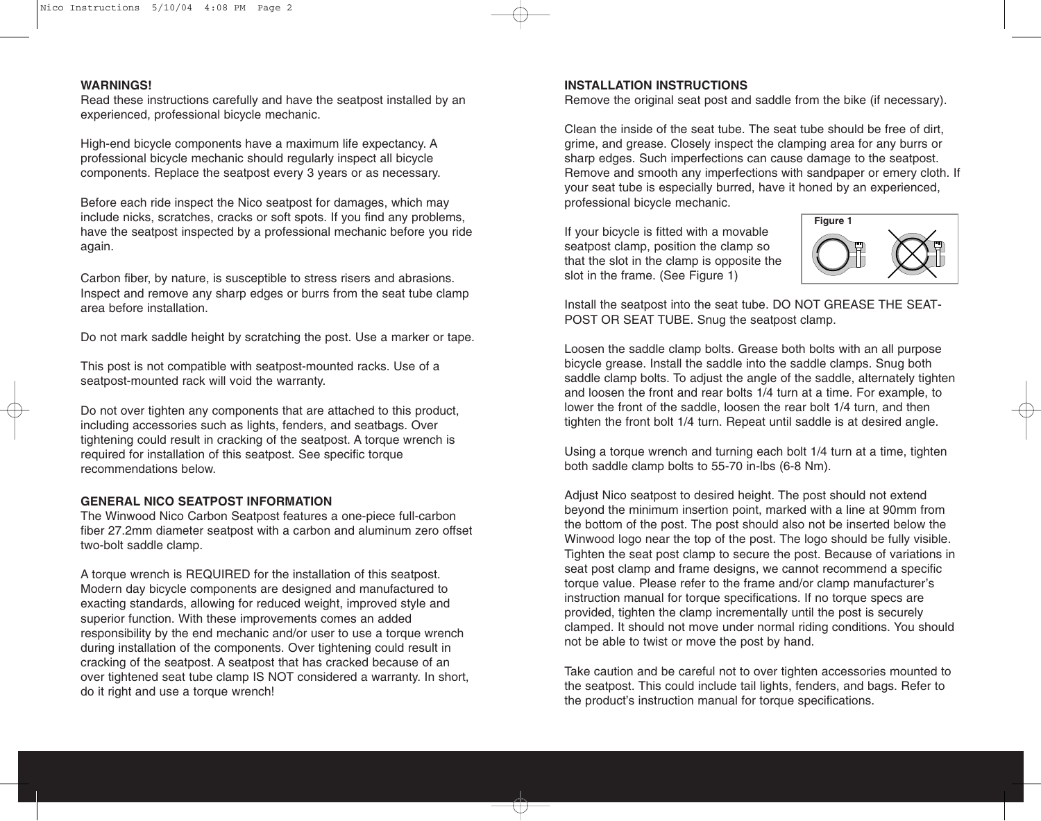**WARNINGS!**

Read these instructions carefully and have the seatpost installed by an experienced, professional bicycle mechanic.

High-end bicycle components have a maximum life expectancy. A professional bicycle mechanic should regularly inspect all bicycle components. Replace the seatpost every 3 years or as necessary.

Before each ride inspect the Nico seatpost for damages, which may include nicks, scratches, cracks or soft spots. If you find any problems, have the seatpost inspected by a professional mechanic before you ride again.

Carbon fiber, by nature, is susceptible to stress risers and abrasions. Inspect and remove any sharp edges or burrs from the seat tube clamp area before installation.

Do not mark saddle height by scratching the post. Use a marker or tape.

This post is not compatible with seatpost-mounted racks. Use of a seatpost-mounted rack will void the warranty.

Do not over tighten any components that are attached to this product, including accessories such as lights, fenders, and seatbags. Over tightening could result in cracking of the seatpost. A torque wrench is required for installation of this seatpost. See specific torque recommendations below.

**GENERAL NICO SEATPOST INFORMATION**

The Winwood Nico Carbon Seatpost features a one-piece full-carbon fiber 27.2mm diameter seatpost with a carbon and aluminum zero offset two-bolt saddle clamp.

A torque wrench is REQUIRED for the installation of this seatpost. Modern day bicycle components are designed and manufactured to exacting standards, allowing for reduced weight, improved style and superior function. With these improvements comes an added responsibility by the end mechanic and/or user to use a torque wrench during installation of the components. Over tightening could result in cracking of the seatpost. A seatpost that has cracked because of an over tightened seat tube clamp IS NOT considered a warranty. In short, do it right and use a torque wrench!

**INSTALLATION INSTRUCTIONS**

Remove the original seat post and saddle from the bike (if necessary).

Clean the inside of the seat tube. The seat tube should be free of dirt, grime, and grease. Closely inspect the clamping area for any burrs or sharp edges. Such imperfections can cause damage to the seatpost. Remove and smooth any imperfections with sandpaper or emery cloth. If your seat tube is especially burred, have it honed by an experienced, professional bicycle mechanic.

If your bicycle is fitted with a movable seatpost clamp, position the clamp so that the slot in the clamp is opposite the slot in the frame. (See Figure 1)

Figure 1

Install the seatpost into the seat tube. DO NOT GREASE THE SEAT-POST OR SEAT TUBE. Snug the seatpost clamp.

Loosen the saddle clamp bolts. Grease both bolts with an all purpose bicycle grease. Install the saddle into the saddle clamps. Snug both saddle clamp bolts. To adjust the angle of the saddle, alternately tighten and loosen the front and rear bolts 1/4 turn at a time. For example, to lower the front of the saddle, loosen the rear bolt 1/4 turn, and then tighten the front bolt 1/4 turn. Repeat until saddle is at desired angle.

Using a torque wrench and turning each bolt 1/4 turn at a time, tighten both saddle clamp bolts to 55-70 in-lbs (6-8 Nm).

Adjust Nico seatpost to desired height. The post should not extend beyond the minimum insertion point, marked with a line at 90mm from the bottom of the post. The post should also not be inserted below the Winwood logo near the top of the post. The logo should be fully visible. Tighten the seat post clamp to secure the post. Because of variations in seat post clamp and frame designs, we cannot recommend a specific torque value. Please refer to the frame and/or clamp manufacturer's instruction manual for torque specifications. If no torque specs are provided, tighten the clamp incrementally until the post is securely clamped. It should not move under normal riding conditions. You should not be able to twist or move the post by hand.

Take caution and be careful not to over tighten accessories mounted to the seatpost. This could include tail lights, fenders, and bags. Refer to the product's instruction manual for torque specifications.